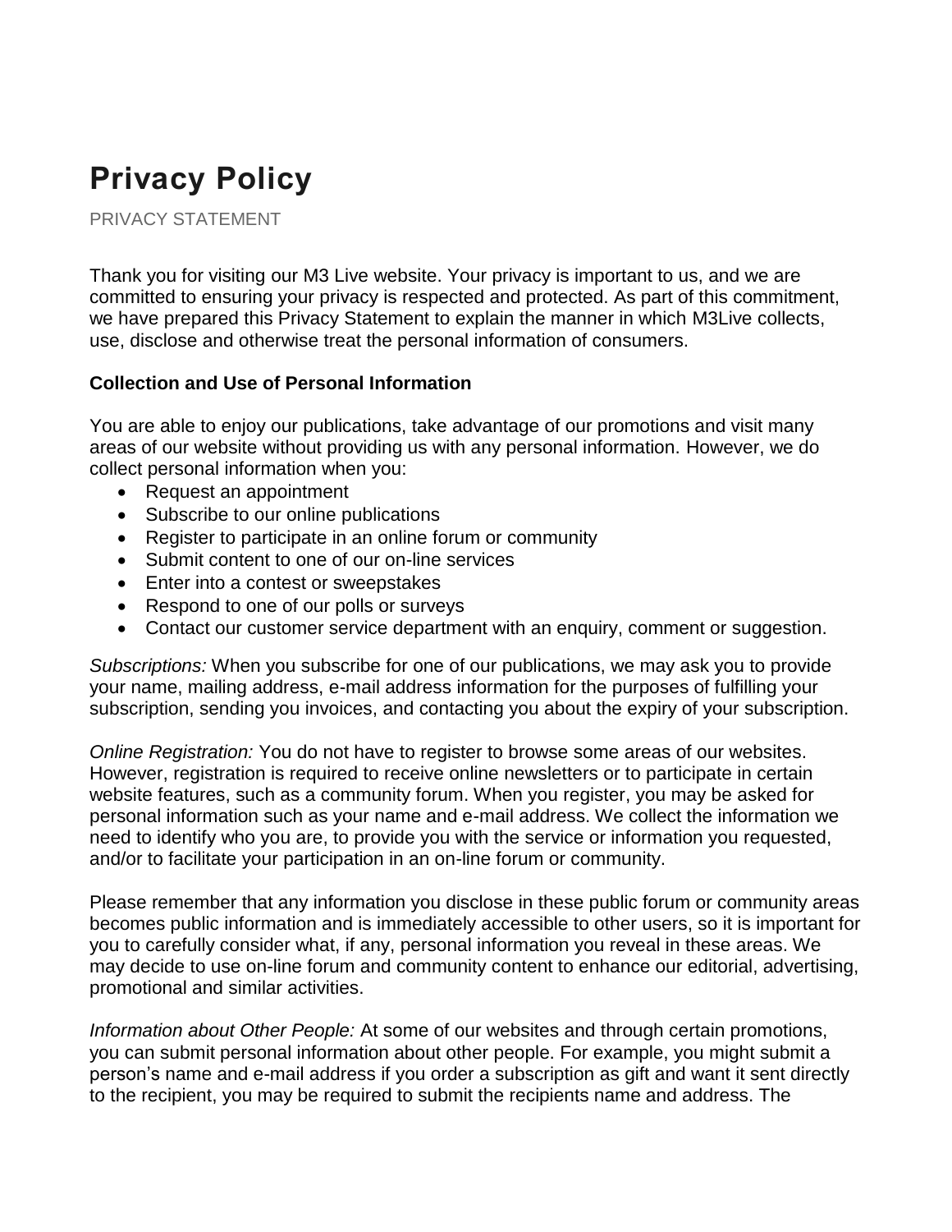# Privacy Policy

PRIVACY STATEMENT

Thank you for visiting our M3 Live website. Your privacy is important to us, and we are committed to ensuring your privacy is respected and protected. As part of this commitment, we have prepared this Privacy Statement to explain the manner in which M3Live collects, use, disclose and otherwise treat the personal information of consumers.

**Collection and Use of Personal Information**

You are able to enjoy our publications, take advantage of our promotions and visit many areas of our website without providing us with any personal information. However, we do collect personal information when you:

- Request an appointment
- Subscribe to our online publications
- Register to participate in an online forum or community
- Submit content to one of our on-line services
- Enter into a contest or sweepstakes
- Respond to one of our polls or surveys
- Contact our customer service department with an enquiry, comment or suggestion.

*Subscriptions:* When you subscribe for one of our publications, we may ask you to provide your name, mailing address, e-mail address information for the purposes of fulfilling your subscription, sending you invoices, and contacting you about the expiry of your subscription.

*Online Registration:* You do not have to register to browse some areas of our websites. However, registration is required to receive online newsletters or to participate in certain website features, such as a community forum. When you register, you may be asked for personal information such as your name and e-mail address. We collect the information we need to identify who you are, to provide you with the service or information you requested, and/or to facilitate your participation in an on-line forum or community.

Please remember that any information you disclose in these public forum or community areas becomes public information and is immediately accessible to other users, so it is important for you to carefully consider what, if any, personal information you reveal in these areas. We may decide to use on-line forum and community content to enhance our editorial, advertising, promotional and similar activities.

*Information about Other People:* At some of our websites and through certain promotions, you can submit personal information about other people. For example, you might submit a person's name and e-mail address if you order a subscription as gift and want it sent directly to the recipient, you may be required to submit the recipients name and address. The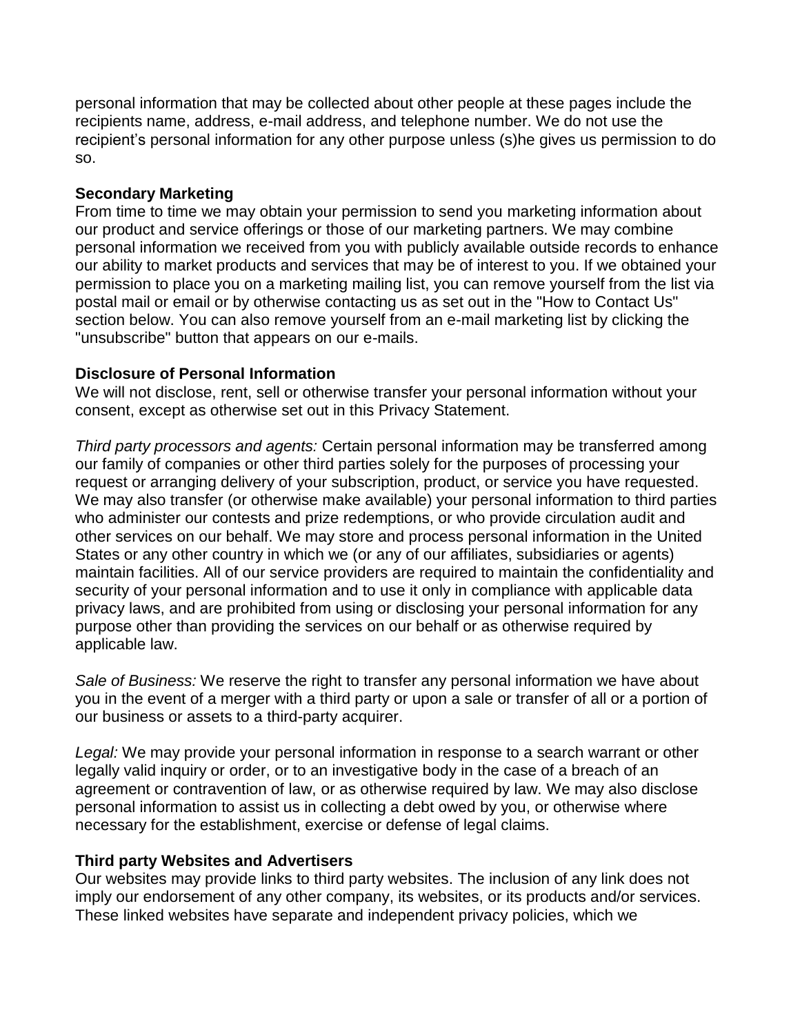personal information that may be collected about other people at these pages include the recipients name, address, e-mail address, and telephone number. We do not use the recipient's personal information for any other purpose unless (s)he gives us permission to do so.

**Secondary Marketing**
From time to time we may obtain your permission to send you marketing information about our product and service offerings or those of our marketing partners. We may combine personal information we received from you with publicly available outside records to enhance our ability to market products and services that may be of interest to you. If we obtained your permission to place you on a marketing mailing list, you can remove yourself from the list via postal mail or email or by otherwise contacting us as set out in the "How to Contact Us" section below. You can also remove yourself from an e-mail marketing list by clicking the "unsubscribe" button that appears on our e-mails.

**Disclosure of Personal Information**
We will not disclose, rent, sell or otherwise transfer your personal information without your consent, except as otherwise set out in this Privacy Statement.

*Third party processors and agents:* Certain personal information may be transferred among our family of companies or other third parties solely for the purposes of processing your request or arranging delivery of your subscription, product, or service you have requested. We may also transfer (or otherwise make available) your personal information to third parties who administer our contests and prize redemptions, or who provide circulation audit and other services on our behalf. We may store and process personal information in the United States or any other country in which we (or any of our affiliates, subsidiaries or agents) maintain facilities. All of our service providers are required to maintain the confidentiality and security of your personal information and to use it only in compliance with applicable data privacy laws, and are prohibited from using or disclosing your personal information for any purpose other than providing the services on our behalf or as otherwise required by applicable law.

*Sale of Business:* We reserve the right to transfer any personal information we have about you in the event of a merger with a third party or upon a sale or transfer of all or a portion of our business or assets to a third-party acquirer.

*Legal:* We may provide your personal information in response to a search warrant or other legally valid inquiry or order, or to an investigative body in the case of a breach of an agreement or contravention of law, or as otherwise required by law. We may also disclose personal information to assist us in collecting a debt owed by you, or otherwise where necessary for the establishment, exercise or defense of legal claims.

**Third party Websites and Advertisers**
Our websites may provide links to third party websites. The inclusion of any link does not imply our endorsement of any other company, its websites, or its products and/or services. These linked websites have separate and independent privacy policies, which we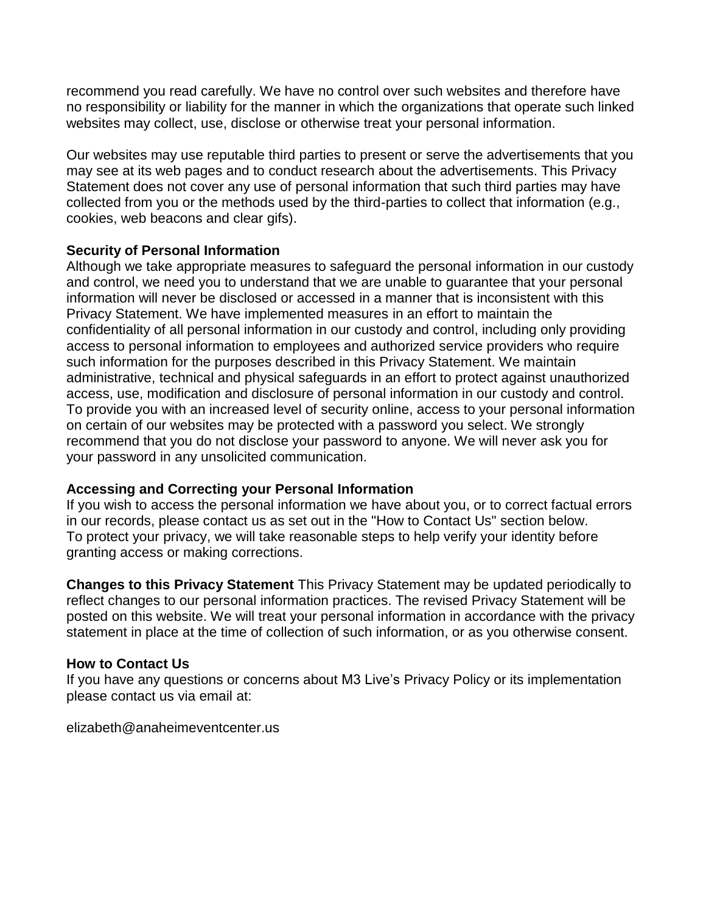recommend you read carefully. We have no control over such websites and therefore have no responsibility or liability for the manner in which the organizations that operate such linked websites may collect, use, disclose or otherwise treat your personal information.

Our websites may use reputable third parties to present or serve the advertisements that you may see at its web pages and to conduct research about the advertisements. This Privacy Statement does not cover any use of personal information that such third parties may have collected from you or the methods used by the third-parties to collect that information (e.g., cookies, web beacons and clear gifs).

**Security of Personal Information**

Although we take appropriate measures to safeguard the personal information in our custody and control, we need you to understand that we are unable to guarantee that your personal information will never be disclosed or accessed in a manner that is inconsistent with this Privacy Statement. We have implemented measures in an effort to maintain the confidentiality of all personal information in our custody and control, including only providing access to personal information to employees and authorized service providers who require such information for the purposes described in this Privacy Statement. We maintain administrative, technical and physical safeguards in an effort to protect against unauthorized access, use, modification and disclosure of personal information in our custody and control. To provide you with an increased level of security online, access to your personal information on certain of our websites may be protected with a password you select. We strongly recommend that you do not disclose your password to anyone. We will never ask you for your password in any unsolicited communication.

**Accessing and Correcting your Personal Information**

If you wish to access the personal information we have about you, or to correct factual errors in our records, please contact us as set out in the "How to Contact Us" section below. To protect your privacy, we will take reasonable steps to help verify your identity before granting access or making corrections.

**Changes to this Privacy Statement** This Privacy Statement may be updated periodically to reflect changes to our personal information practices. The revised Privacy Statement will be posted on this website. We will treat your personal information in accordance with the privacy statement in place at the time of collection of such information, or as you otherwise consent.

**How to Contact Us**

If you have any questions or concerns about M3 Live's Privacy Policy or its implementation please contact us via email at:

elizabeth@anaheimeventcenter.us